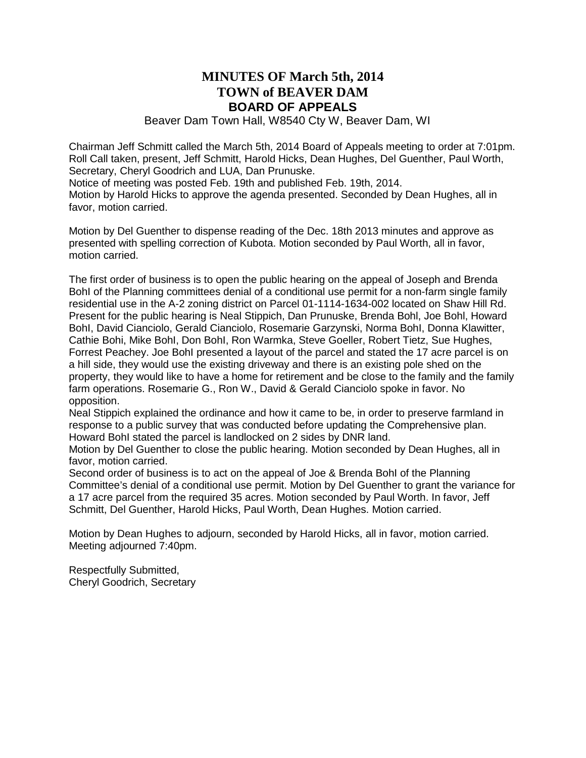# MINUTES OF March 5th, 2014
# TOWN of BEAVER DAM
# BOARD OF APPEALS

Beaver Dam Town Hall, W8540 Cty W, Beaver Dam, WI

Chairman Jeff Schmitt called the March 5th, 2014 Board of Appeals meeting to order at 7:01pm. Roll Call taken, present, Jeff Schmitt, Harold Hicks, Dean Hughes, Del Guenther, Paul Worth, Secretary, Cheryl Goodrich and LUA, Dan Prunuske.
Notice of meeting was posted Feb. 19th and published Feb. 19th, 2014.
Motion by Harold Hicks to approve the agenda presented. Seconded by Dean Hughes, all in favor, motion carried.

Motion by Del Guenther to dispense reading of the Dec. 18th 2013 minutes and approve as presented with spelling correction of Kubota. Motion seconded by Paul Worth, all in favor, motion carried.

The first order of business is to open the public hearing on the appeal of Joseph and Brenda BohI of the Planning committees denial of a conditional use permit for a non-farm single family residential use in the A-2 zoning district on Parcel 01-1114-1634-002 located on Shaw Hill Rd. Present for the public hearing is Neal Stippich, Dan Prunuske, Brenda Bohl, Joe Bohl, Howard BohI, David Cianciolo, Gerald Cianciolo, Rosemarie Garzynski, Norma BohI, Donna Klawitter, Cathie Bohi, Mike BohI, Don BohI, Ron Warmka, Steve Goeller, Robert Tietz, Sue Hughes, Forrest Peachey. Joe BohI presented a layout of the parcel and stated the 17 acre parcel is on a hill side, they would use the existing driveway and there is an existing pole shed on the property, they would like to have a home for retirement and be close to the family and the family farm operations. Rosemarie G., Ron W., David & Gerald Cianciolo spoke in favor. No opposition.
Neal Stippich explained the ordinance and how it came to be, in order to preserve farmland in response to a public survey that was conducted before updating the Comprehensive plan.
Howard BohI stated the parcel is landlocked on 2 sides by DNR land.
Motion by Del Guenther to close the public hearing. Motion seconded by Dean Hughes, all in favor, motion carried.
Second order of business is to act on the appeal of Joe & Brenda BohI of the Planning Committee's denial of a conditional use permit. Motion by Del Guenther to grant the variance for a 17 acre parcel from the required 35 acres. Motion seconded by Paul Worth. In favor, Jeff Schmitt, Del Guenther, Harold Hicks, Paul Worth, Dean Hughes. Motion carried.

Motion by Dean Hughes to adjourn, seconded by Harold Hicks, all in favor, motion carried. Meeting adjourned 7:40pm.

Respectfully Submitted,
Cheryl Goodrich, Secretary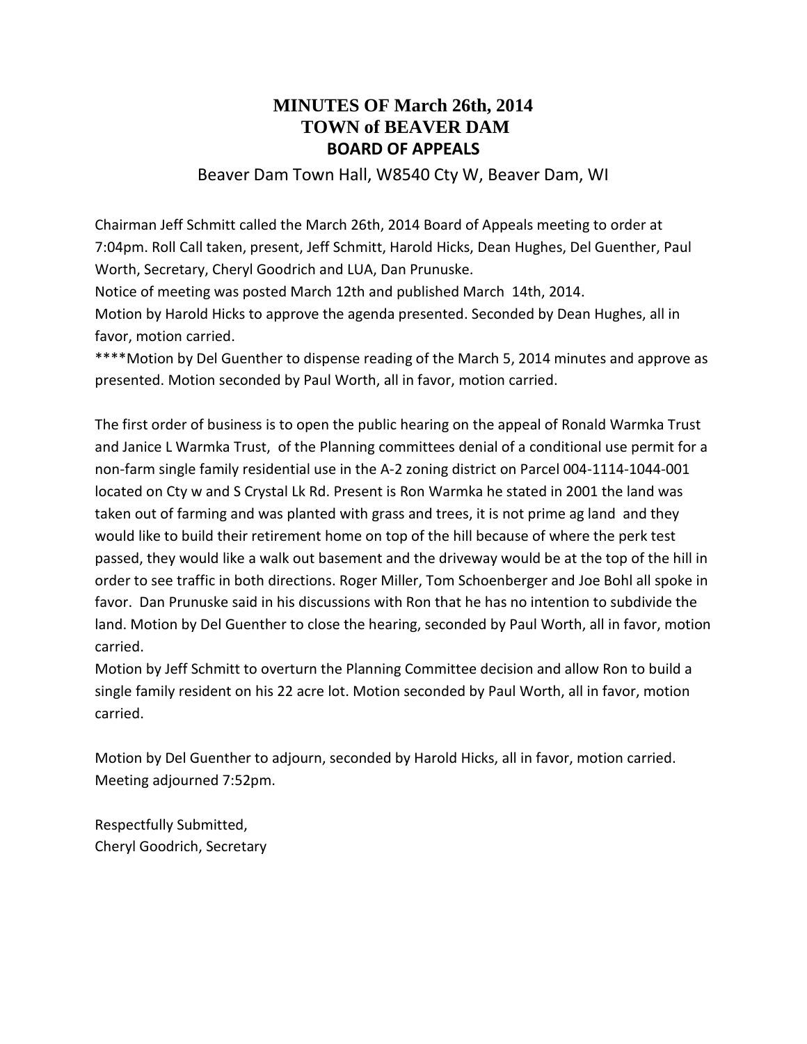# MINUTES OF March 26th, 2014
# TOWN of BEAVER DAM
## BOARD OF APPEALS

Beaver Dam Town Hall, W8540 Cty W, Beaver Dam, WI

Chairman Jeff Schmitt called the March 26th, 2014 Board of Appeals meeting to order at 7:04pm. Roll Call taken, present, Jeff Schmitt, Harold Hicks, Dean Hughes, Del Guenther, Paul Worth, Secretary, Cheryl Goodrich and LUA, Dan Prunuske.

Notice of meeting was posted March 12th and published March 14th, 2014.

Motion by Harold Hicks to approve the agenda presented. Seconded by Dean Hughes, all in favor, motion carried.

****Motion by Del Guenther to dispense reading of the March 5, 2014 minutes and approve as presented. Motion seconded by Paul Worth, all in favor, motion carried.

The first order of business is to open the public hearing on the appeal of Ronald Warmka Trust and Janice L Warmka Trust, of the Planning committees denial of a conditional use permit for a non-farm single family residential use in the A-2 zoning district on Parcel 004-1114-1044-001 located on Cty w and S Crystal Lk Rd. Present is Ron Warmka he stated in 2001 the land was taken out of farming and was planted with grass and trees, it is not prime ag land and they would like to build their retirement home on top of the hill because of where the perk test passed, they would like a walk out basement and the driveway would be at the top of the hill in order to see traffic in both directions. Roger Miller, Tom Schoenberger and Joe Bohl all spoke in favor. Dan Prunuske said in his discussions with Ron that he has no intention to subdivide the land. Motion by Del Guenther to close the hearing, seconded by Paul Worth, all in favor, motion carried.

Motion by Jeff Schmitt to overturn the Planning Committee decision and allow Ron to build a single family resident on his 22 acre lot. Motion seconded by Paul Worth, all in favor, motion carried.

Motion by Del Guenther to adjourn, seconded by Harold Hicks, all in favor, motion carried. Meeting adjourned 7:52pm.

Respectfully Submitted,
Cheryl Goodrich, Secretary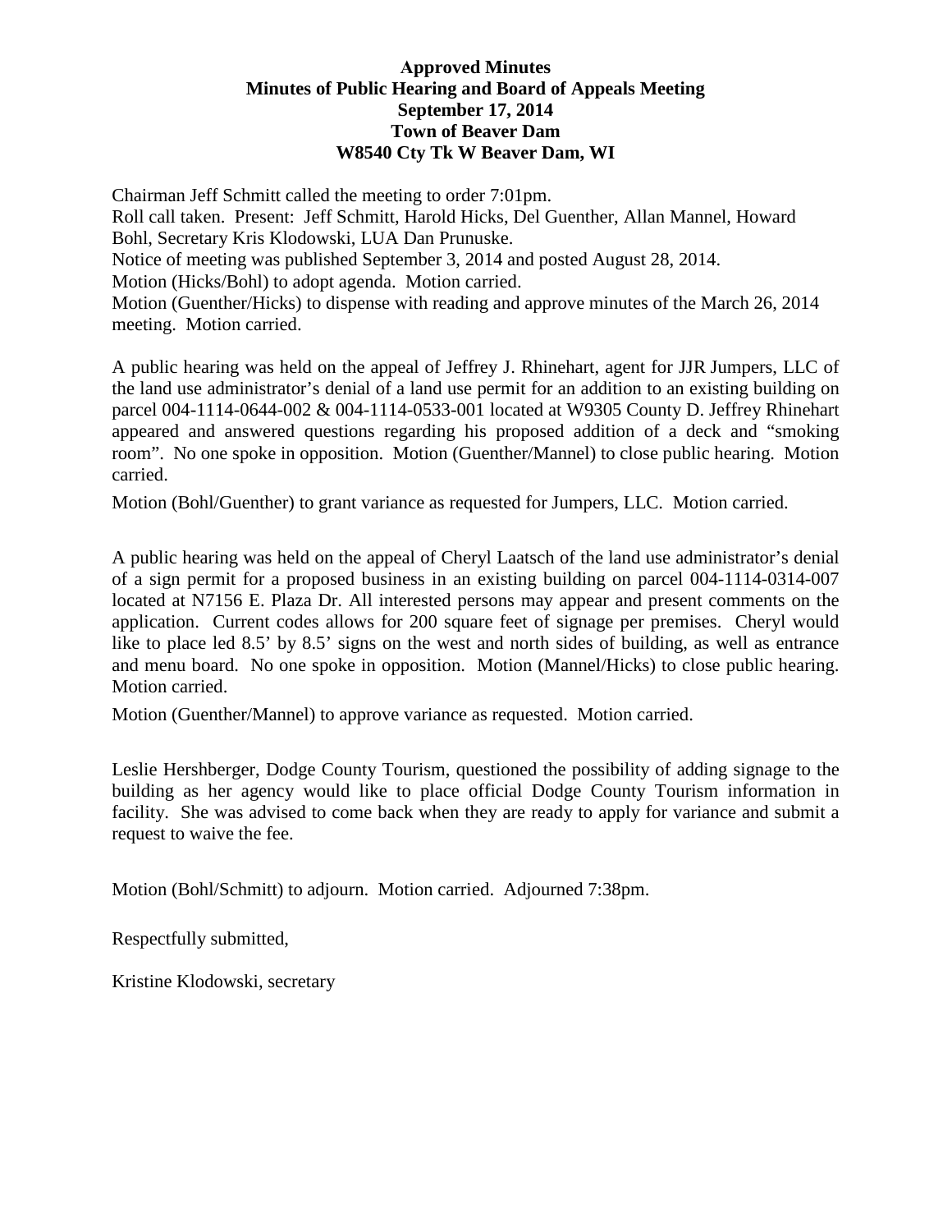**Approved Minutes**
**Minutes of Public Hearing and Board of Appeals Meeting**
**September 17, 2014**
**Town of Beaver Dam**
**W8540 Cty Tk W Beaver Dam, WI**

Chairman Jeff Schmitt called the meeting to order 7:01pm.
Roll call taken. Present: Jeff Schmitt, Harold Hicks, Del Guenther, Allan Mannel, Howard Bohl, Secretary Kris Klodowski, LUA Dan Prunuske.
Notice of meeting was published September 3, 2014 and posted August 28, 2014.
Motion (Hicks/Bohl) to adopt agenda. Motion carried.
Motion (Guenther/Hicks) to dispense with reading and approve minutes of the March 26, 2014 meeting. Motion carried.

A public hearing was held on the appeal of Jeffrey J. Rhinehart, agent for JJR Jumpers, LLC of the land use administrator's denial of a land use permit for an addition to an existing building on parcel 004-1114-0644-002 & 004-1114-0533-001 located at W9305 County D. Jeffrey Rhinehart appeared and answered questions regarding his proposed addition of a deck and "smoking room". No one spoke in opposition. Motion (Guenther/Mannel) to close public hearing. Motion carried.

Motion (Bohl/Guenther) to grant variance as requested for Jumpers, LLC. Motion carried.

A public hearing was held on the appeal of Cheryl Laatsch of the land use administrator's denial of a sign permit for a proposed business in an existing building on parcel 004-1114-0314-007 located at N7156 E. Plaza Dr. All interested persons may appear and present comments on the application. Current codes allows for 200 square feet of signage per premises. Cheryl would like to place led 8.5' by 8.5' signs on the west and north sides of building, as well as entrance and menu board. No one spoke in opposition. Motion (Mannel/Hicks) to close public hearing. Motion carried.

Motion (Guenther/Mannel) to approve variance as requested. Motion carried.

Leslie Hershberger, Dodge County Tourism, questioned the possibility of adding signage to the building as her agency would like to place official Dodge County Tourism information in facility. She was advised to come back when they are ready to apply for variance and submit a request to waive the fee.

Motion (Bohl/Schmitt) to adjourn. Motion carried. Adjourned 7:38pm.

Respectfully submitted,

Kristine Klodowski, secretary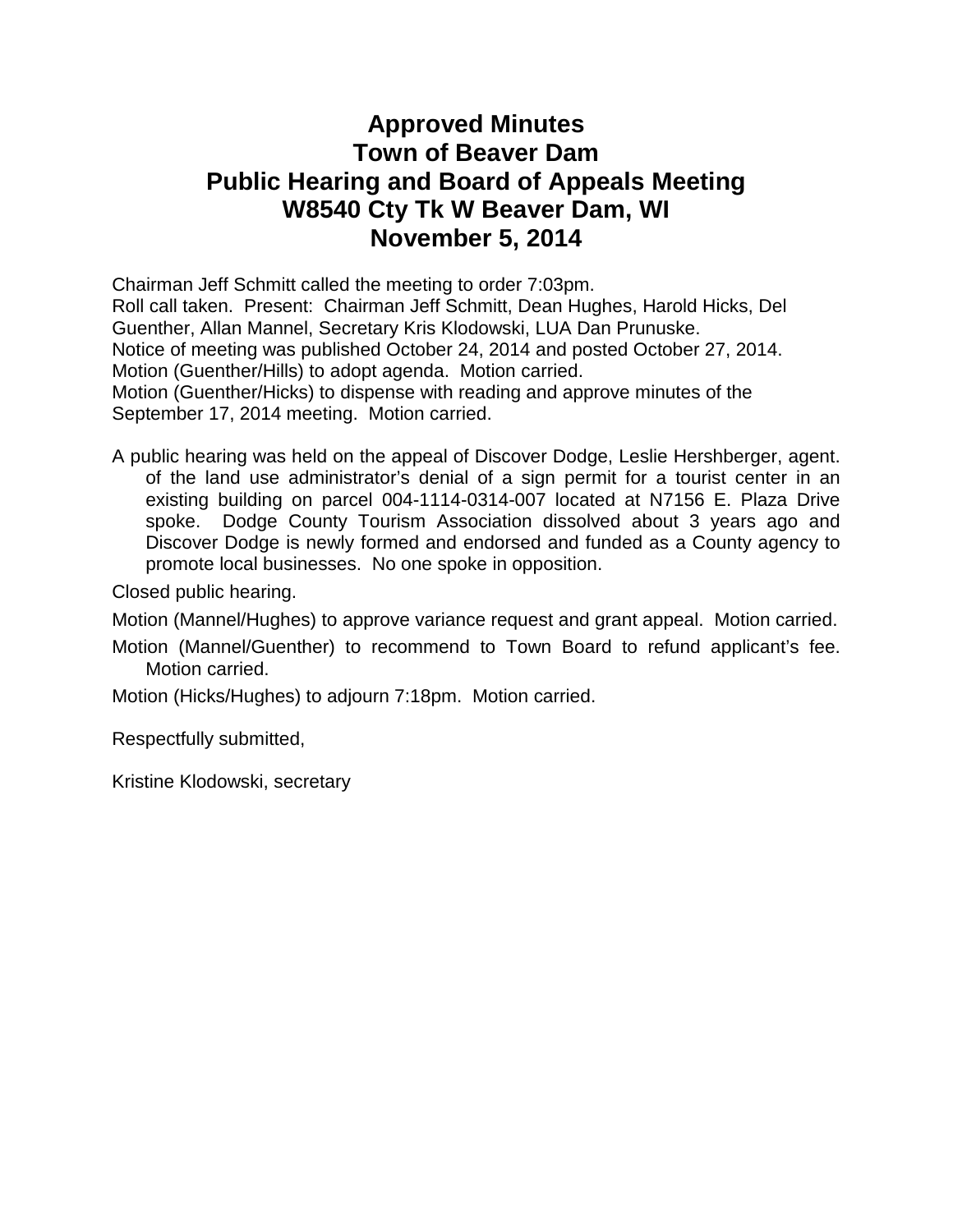# Approved Minutes
# Town of Beaver Dam
# Public Hearing and Board of Appeals Meeting
# W8540 Cty Tk W Beaver Dam, WI
# November 5, 2014

Chairman Jeff Schmitt called the meeting to order 7:03pm.
Roll call taken. Present: Chairman Jeff Schmitt, Dean Hughes, Harold Hicks, Del Guenther, Allan Mannel, Secretary Kris Klodowski, LUA Dan Prunuske.
Notice of meeting was published October 24, 2014 and posted October 27, 2014.
Motion (Guenther/Hills) to adopt agenda. Motion carried.
Motion (Guenther/Hicks) to dispense with reading and approve minutes of the September 17, 2014 meeting. Motion carried.

A public hearing was held on the appeal of Discover Dodge, Leslie Hershberger, agent. of the land use administrator's denial of a sign permit for a tourist center in an existing building on parcel 004-1114-0314-007 located at N7156 E. Plaza Drive spoke. Dodge County Tourism Association dissolved about 3 years ago and Discover Dodge is newly formed and endorsed and funded as a County agency to promote local businesses. No one spoke in opposition.

Closed public hearing.

Motion (Mannel/Hughes) to approve variance request and grant appeal. Motion carried.

Motion (Mannel/Guenther) to recommend to Town Board to refund applicant's fee. Motion carried.

Motion (Hicks/Hughes) to adjourn 7:18pm. Motion carried.

Respectfully submitted,

Kristine Klodowski, secretary